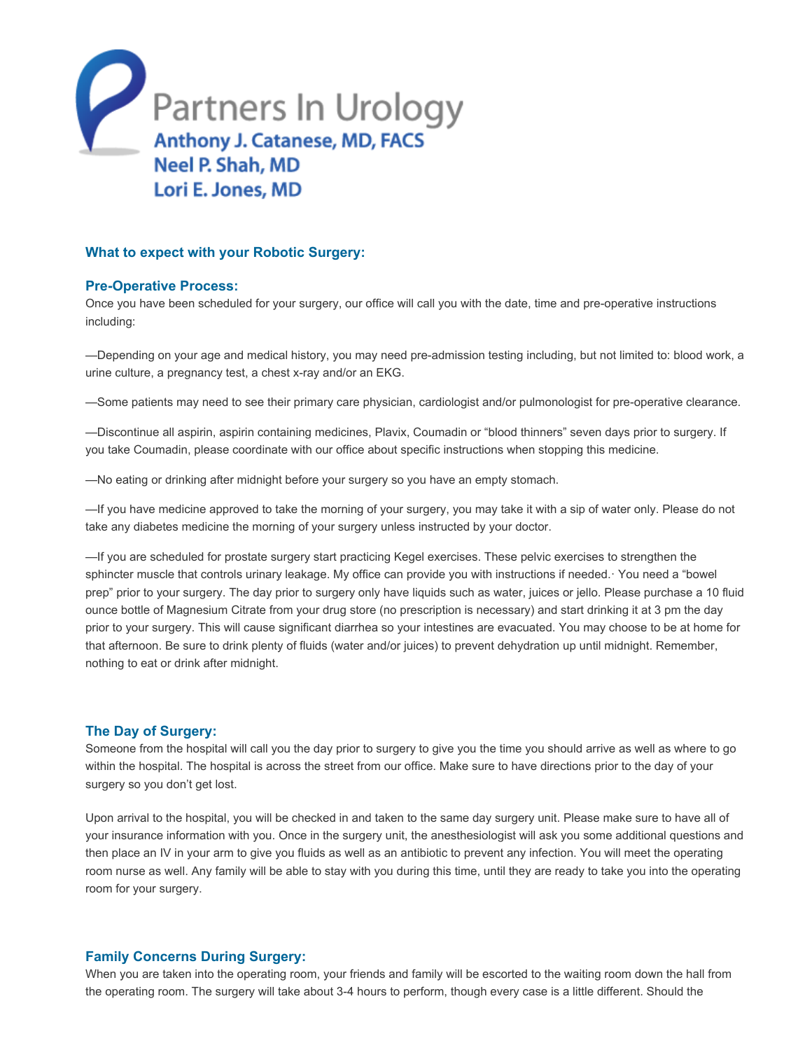# Partners In Urology

**Anthony J. Catanese, MD, FACS**
**Neel P. Shah, MD**
**Lori E. Jones, MD**

## What to expect with your Robotic Surgery:

### Pre-Operative Process:

Once you have been scheduled for your surgery, our office will call you with the date, time and pre-operative instructions including:

—Depending on your age and medical history, you may need pre-admission testing including, but not limited to: blood work, a urine culture, a pregnancy test, a chest x-ray and/or an EKG.

—Some patients may need to see their primary care physician, cardiologist and/or pulmonologist for pre-operative clearance.

—Discontinue all aspirin, aspirin containing medicines, Plavix, Coumadin or "blood thinners" seven days prior to surgery. If you take Coumadin, please coordinate with our office about specific instructions when stopping this medicine.

—No eating or drinking after midnight before your surgery so you have an empty stomach.

—If you have medicine approved to take the morning of your surgery, you may take it with a sip of water only. Please do not take any diabetes medicine the morning of your surgery unless instructed by your doctor.

—If you are scheduled for prostate surgery start practicing Kegel exercises. These pelvic exercises to strengthen the sphincter muscle that controls urinary leakage. My office can provide you with instructions if needed.· You need a "bowel prep" prior to your surgery. The day prior to surgery only have liquids such as water, juices or jello. Please purchase a 10 fluid ounce bottle of Magnesium Citrate from your drug store (no prescription is necessary) and start drinking it at 3 pm the day prior to your surgery. This will cause significant diarrhea so your intestines are evacuated. You may choose to be at home for that afternoon. Be sure to drink plenty of fluids (water and/or juices) to prevent dehydration up until midnight. Remember, nothing to eat or drink after midnight.

### The Day of Surgery:

Someone from the hospital will call you the day prior to surgery to give you the time you should arrive as well as where to go within the hospital. The hospital is across the street from our office. Make sure to have directions prior to the day of your surgery so you don't get lost.

Upon arrival to the hospital, you will be checked in and taken to the same day surgery unit. Please make sure to have all of your insurance information with you. Once in the surgery unit, the anesthesiologist will ask you some additional questions and then place an IV in your arm to give you fluids as well as an antibiotic to prevent any infection. You will meet the operating room nurse as well. Any family will be able to stay with you during this time, until they are ready to take you into the operating room for your surgery.

### Family Concerns During Surgery:

When you are taken into the operating room, your friends and family will be escorted to the waiting room down the hall from the operating room. The surgery will take about 3-4 hours to perform, though every case is a little different. Should the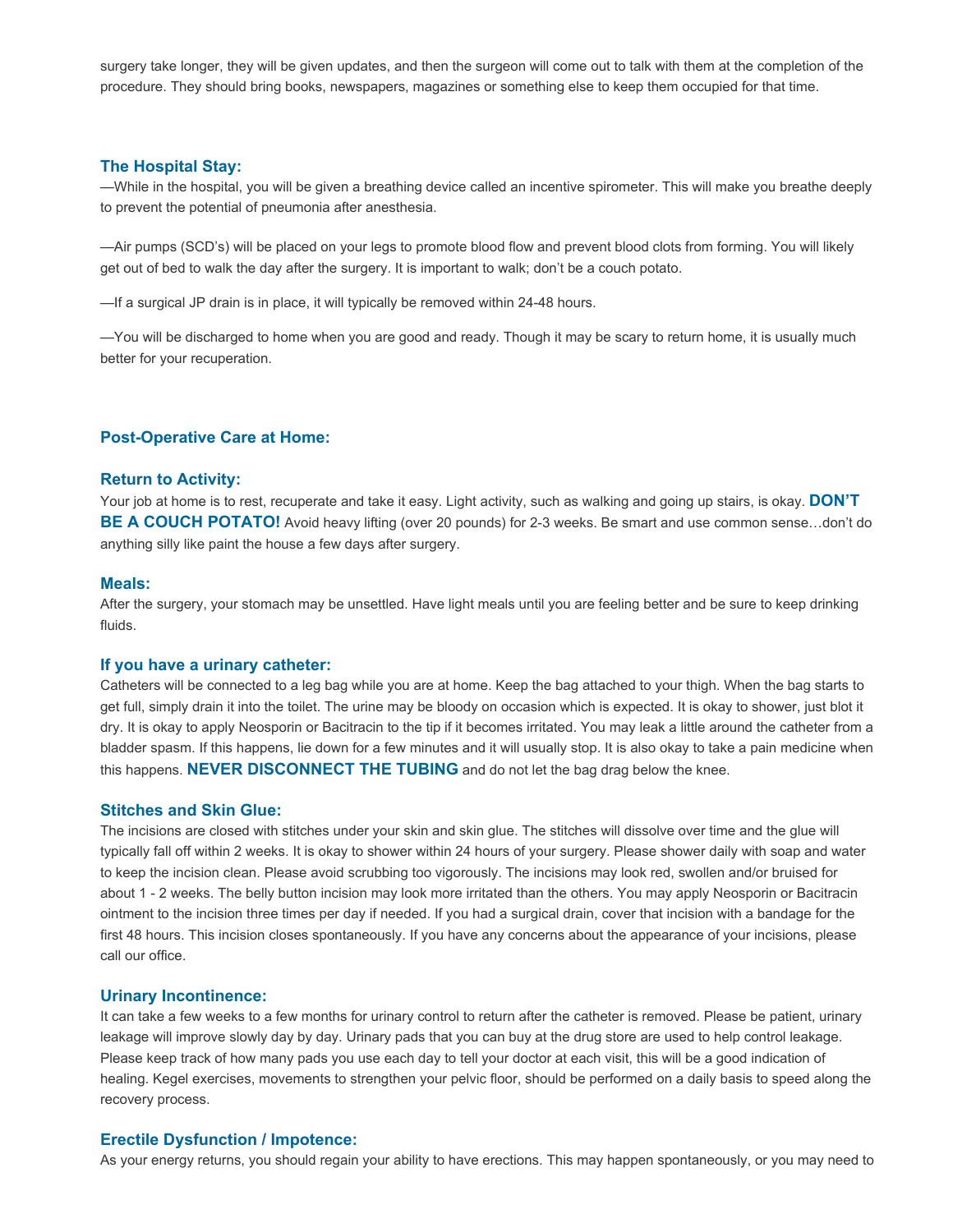surgery take longer, they will be given updates, and then the surgeon will come out to talk with them at the completion of the procedure. They should bring books, newspapers, magazines or something else to keep them occupied for that time.

### The Hospital Stay:

—While in the hospital, you will be given a breathing device called an incentive spirometer. This will make you breathe deeply to prevent the potential of pneumonia after anesthesia.

—Air pumps (SCD's) will be placed on your legs to promote blood flow and prevent blood clots from forming. You will likely get out of bed to walk the day after the surgery. It is important to walk; don't be a couch potato.

—If a surgical JP drain is in place, it will typically be removed within 24-48 hours.

—You will be discharged to home when you are good and ready. Though it may be scary to return home, it is usually much better for your recuperation.

### Post-Operative Care at Home:

### Return to Activity:

Your job at home is to rest, recuperate and take it easy. Light activity, such as walking and going up stairs, is okay. **DON'T BE A COUCH POTATO!** Avoid heavy lifting (over 20 pounds) for 2-3 weeks. Be smart and use common sense…don't do anything silly like paint the house a few days after surgery.

### Meals:

After the surgery, your stomach may be unsettled. Have light meals until you are feeling better and be sure to keep drinking fluids.

### If you have a urinary catheter:

Catheters will be connected to a leg bag while you are at home. Keep the bag attached to your thigh. When the bag starts to get full, simply drain it into the toilet. The urine may be bloody on occasion which is expected. It is okay to shower, just blot it dry. It is okay to apply Neosporin or Bacitracin to the tip if it becomes irritated. You may leak a little around the catheter from a bladder spasm. If this happens, lie down for a few minutes and it will usually stop. It is also okay to take a pain medicine when this happens. **NEVER DISCONNECT THE TUBING** and do not let the bag drag below the knee.

### Stitches and Skin Glue:

The incisions are closed with stitches under your skin and skin glue. The stitches will dissolve over time and the glue will typically fall off within 2 weeks. It is okay to shower within 24 hours of your surgery. Please shower daily with soap and water to keep the incision clean. Please avoid scrubbing too vigorously. The incisions may look red, swollen and/or bruised for about 1 - 2 weeks. The belly button incision may look more irritated than the others. You may apply Neosporin or Bacitracin ointment to the incision three times per day if needed. If you had a surgical drain, cover that incision with a bandage for the first 48 hours. This incision closes spontaneously. If you have any concerns about the appearance of your incisions, please call our office.

### Urinary Incontinence:

It can take a few weeks to a few months for urinary control to return after the catheter is removed. Please be patient, urinary leakage will improve slowly day by day. Urinary pads that you can buy at the drug store are used to help control leakage. Please keep track of how many pads you use each day to tell your doctor at each visit, this will be a good indication of healing. Kegel exercises, movements to strengthen your pelvic floor, should be performed on a daily basis to speed along the recovery process.

### Erectile Dysfunction / Impotence:

As your energy returns, you should regain your ability to have erections. This may happen spontaneously, or you may need to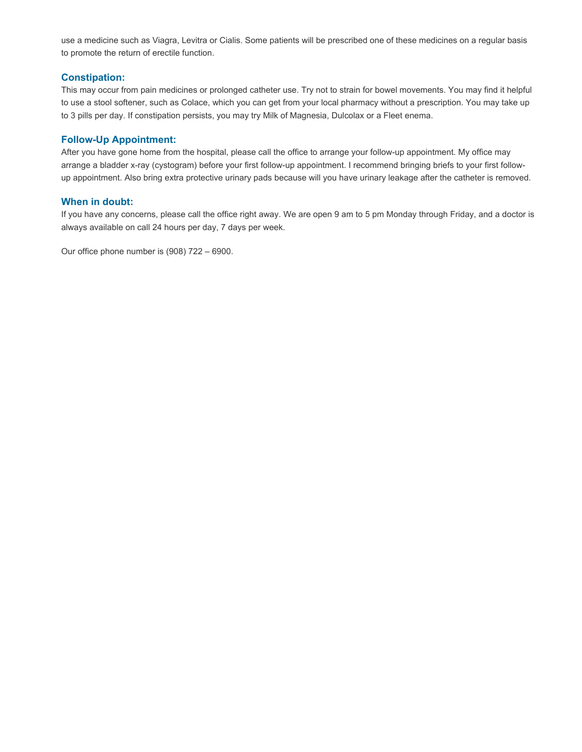use a medicine such as Viagra, Levitra or Cialis. Some patients will be prescribed one of these medicines on a regular basis to promote the return of erectile function.

### Constipation:

This may occur from pain medicines or prolonged catheter use. Try not to strain for bowel movements. You may find it helpful to use a stool softener, such as Colace, which you can get from your local pharmacy without a prescription. You may take up to 3 pills per day. If constipation persists, you may try Milk of Magnesia, Dulcolax or a Fleet enema.

### Follow-Up Appointment:

After you have gone home from the hospital, please call the office to arrange your follow-up appointment. My office may arrange a bladder x-ray (cystogram) before your first follow-up appointment. I recommend bringing briefs to your first follow-up appointment. Also bring extra protective urinary pads because will you have urinary leakage after the catheter is removed.

### When in doubt:

If you have any concerns, please call the office right away. We are open 9 am to 5 pm Monday through Friday, and a doctor is always available on call 24 hours per day, 7 days per week.

Our office phone number is (908) 722 – 6900.